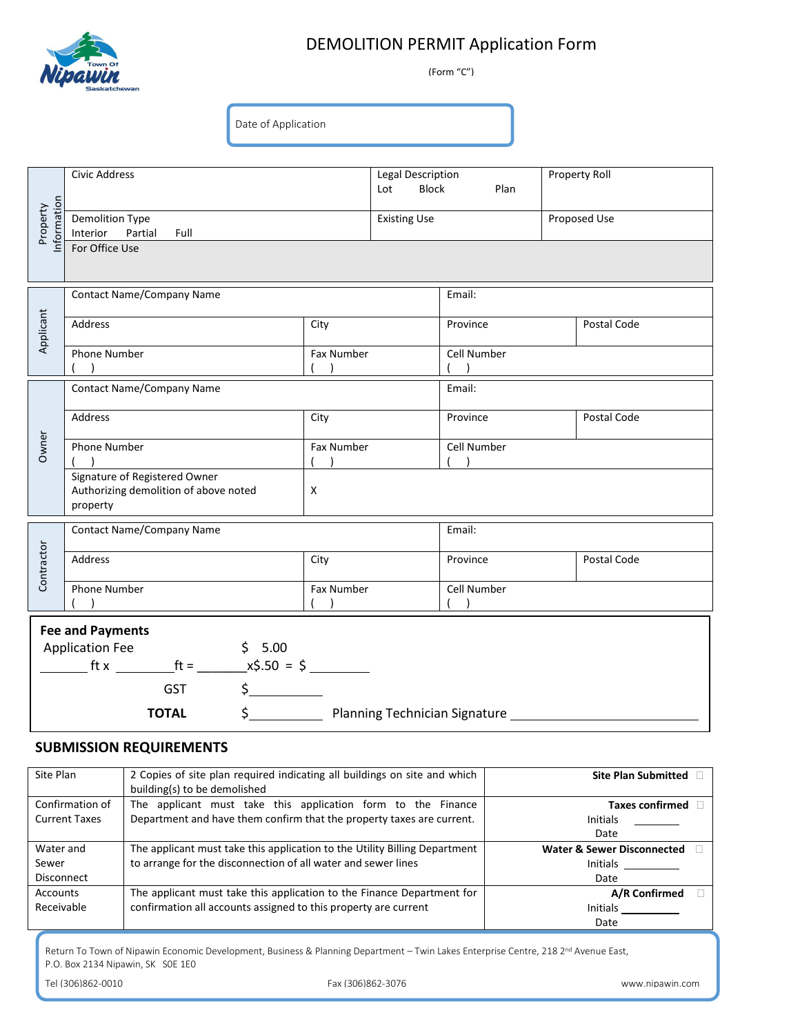# DEMOLITION PERMIT Application Form

(Form "C")

Date of Application

| Property Information | | | |
|---|---|---|---|
| Civic Address | | Legal Description<br>Lot Block Plan | Property Roll |
| Demolition Type<br>Interior Partial Full | | Existing Use | Proposed Use |
| For Office Use | | | |

| Applicant | | | |
|---|---|---|---|
| Contact Name/Company Name | | Email: | |
| Address | City | Province | Postal Code |
| Phone Number<br>( ) | Fax Number<br>( ) | Cell Number<br>( ) | |

| Owner | | | |
|---|---|---|---|
| Contact Name/Company Name | | Email: | |
| Address | City | Province | Postal Code |
| Phone Number<br>( ) | Fax Number<br>( ) | Cell Number<br>( ) | |
| Signature of Registered Owner Authorizing demolition of above noted property | X | | |

| Contractor | | | |
|---|---|---|---|
| Contact Name/Company Name | | Email: | |
| Address | City | Province | Postal Code |
| Phone Number<br>( ) | Fax Number<br>( ) | Cell Number<br>( ) | |

**Fee and Payments**

Application Fee $ 5.00

_______ ft x ________ft = _______x$.50 = $ _________

GST $___________

**TOTAL** $__________ Planning Technician Signature ______________________________

## SUBMISSION REQUIREMENTS

| | | |
|---|---|---|
| Site Plan | 2 Copies of site plan required indicating all buildings on site and which building(s) to be demolished | **Site Plan Submitted** ☐ |
| Confirmation of Current Taxes | The applicant must take this application form to the Finance Department and have them confirm that the property taxes are current. | **Taxes confirmed** ☐<br>Initials ________<br>Date |
| Water and Sewer Disconnect | The applicant must take this application to the Utility Billing Department to arrange for the disconnection of all water and sewer lines | **Water & Sewer Disconnected** ☐<br>Initials ________<br>Date |
| Accounts Receivable | The applicant must take this application to the Finance Department for confirmation all accounts assigned to this property are current | **A/R Confirmed** ☐<br>Initials ________<br>Date |

Return To Town of Nipawin Economic Development, Business & Planning Department – Twin Lakes Enterprise Centre, 218 2nd Avenue East, P.O. Box 2134 Nipawin, SK S0E 1E0

Tel (306)862-0010 Fax (306)862-3076 www.nipawin.com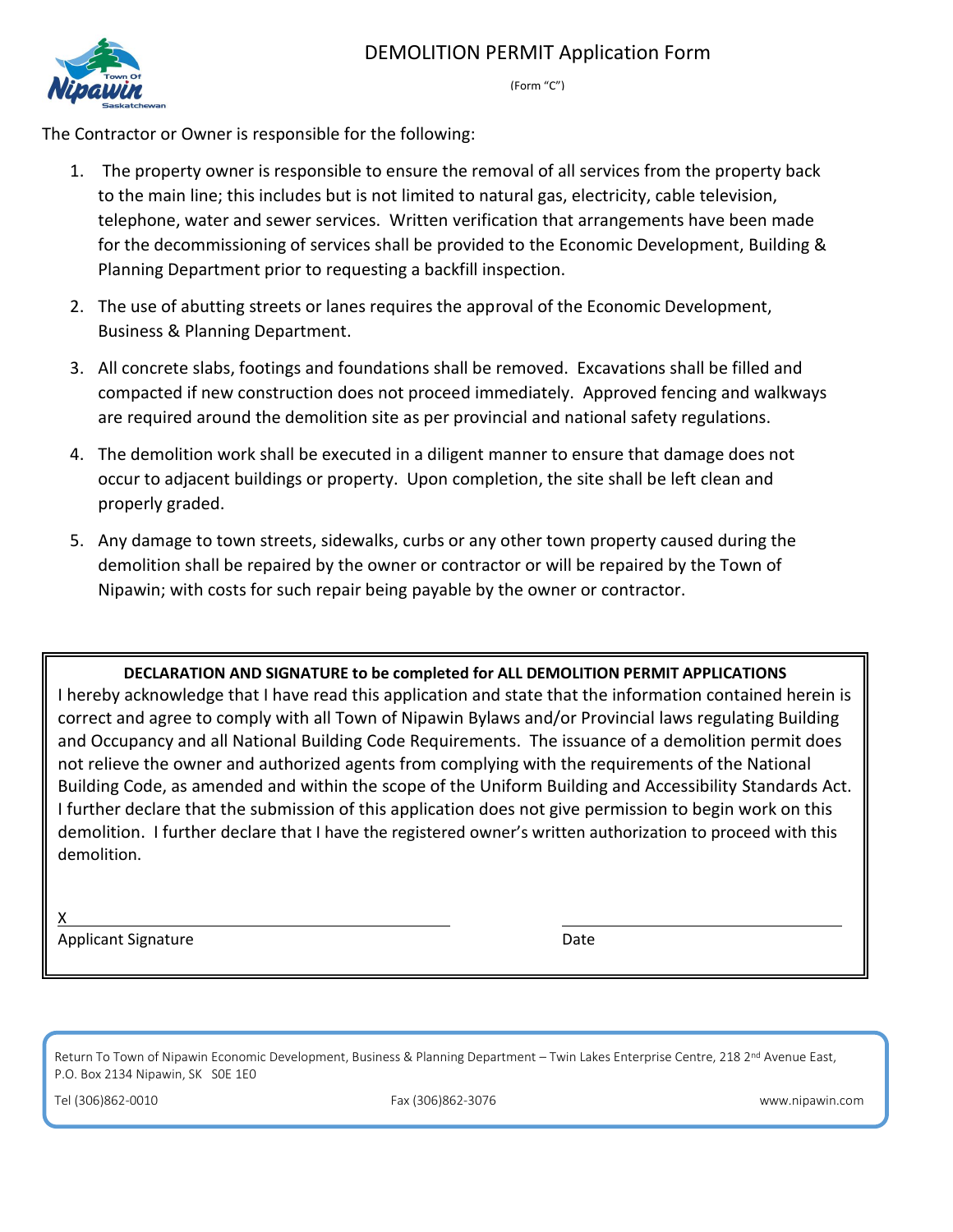# DEMOLITION PERMIT Application Form

(Form "C")

The Contractor or Owner is responsible for the following:

1. The property owner is responsible to ensure the removal of all services from the property back to the main line; this includes but is not limited to natural gas, electricity, cable television, telephone, water and sewer services. Written verification that arrangements have been made for the decommissioning of services shall be provided to the Economic Development, Building & Planning Department prior to requesting a backfill inspection.
2. The use of abutting streets or lanes requires the approval of the Economic Development, Business & Planning Department.
3. All concrete slabs, footings and foundations shall be removed. Excavations shall be filled and compacted if new construction does not proceed immediately. Approved fencing and walkways are required around the demolition site as per provincial and national safety regulations.
4. The demolition work shall be executed in a diligent manner to ensure that damage does not occur to adjacent buildings or property. Upon completion, the site shall be left clean and properly graded.
5. Any damage to town streets, sidewalks, curbs or any other town property caused during the demolition shall be repaired by the owner or contractor or will be repaired by the Town of Nipawin; with costs for such repair being payable by the owner or contractor.

**DECLARATION AND SIGNATURE to be completed for ALL DEMOLITION PERMIT APPLICATIONS**

I hereby acknowledge that I have read this application and state that the information contained herein is correct and agree to comply with all Town of Nipawin Bylaws and/or Provincial laws regulating Building and Occupancy and all National Building Code Requirements. The issuance of a demolition permit does not relieve the owner and authorized agents from complying with the requirements of the National Building Code, as amended and within the scope of the Uniform Building and Accessibility Standards Act. I further declare that the submission of this application does not give permission to begin work on this demolition. I further declare that I have the registered owner's written authorization to proceed with this demolition.

X ______________________________ &nbsp;&nbsp;&nbsp;&nbsp; ______________________________

Applicant Signature &nbsp;&nbsp;&nbsp;&nbsp; Date

Return To Town of Nipawin Economic Development, Business & Planning Department – Twin Lakes Enterprise Centre, 218 2nd Avenue East, P.O. Box 2134 Nipawin, SK S0E 1E0

Tel (306)862-0010 &nbsp;&nbsp;&nbsp;&nbsp; Fax (306)862-3076 &nbsp;&nbsp;&nbsp;&nbsp; www.nipawin.com